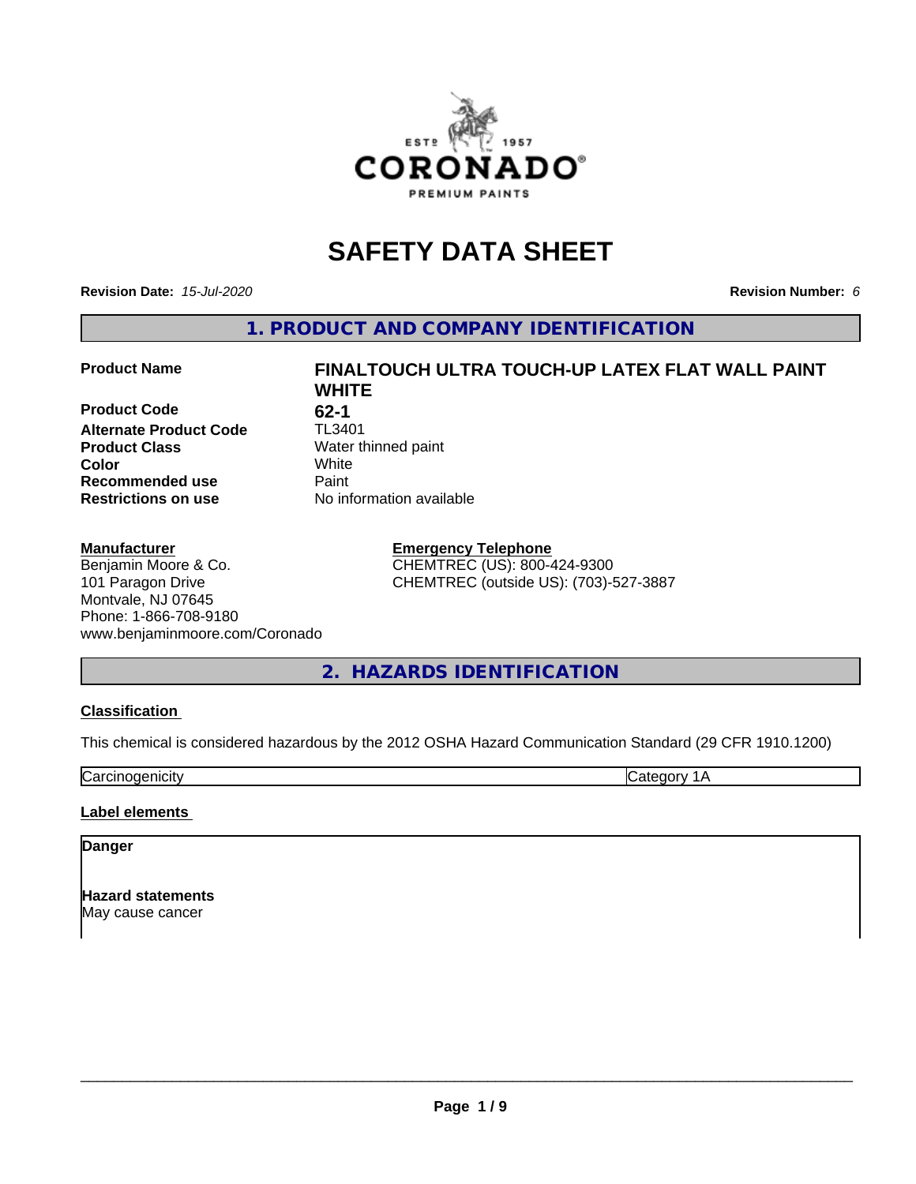# SAFETY DATA SHEET

**Revision Date:** *15-Jul-2020* **Revision Number:** *6*

## 1. PRODUCT AND COMPANY IDENTIFICATION

| | |
|---|---|
| **Product Name** | **FINALTOUCH ULTRA TOUCH-UP LATEX FLAT WALL PAINT WHITE** |
| **Product Code** | **62-1** |
| **Alternate Product Code** | TL3401 |
| **Product Class** | Water thinned paint |
| **Color** | White |
| **Recommended use** | Paint |
| **Restrictions on use** | No information available |

**Manufacturer**
Benjamin Moore & Co.
101 Paragon Drive
Montvale, NJ 07645
Phone: 1-866-708-9180
www.benjaminmoore.com/Coronado

**Emergency Telephone**
CHEMTREC (US): 800-424-9300
CHEMTREC (outside US): (703)-527-3887

## 2. HAZARDS IDENTIFICATION

**Classification**

This chemical is considered hazardous by the 2012 OSHA Hazard Communication Standard (29 CFR 1910.1200)

| | |
|---|---|
| Carcinogenicity | Category 1A |

**Label elements**

**Danger**

**Hazard statements**
May cause cancer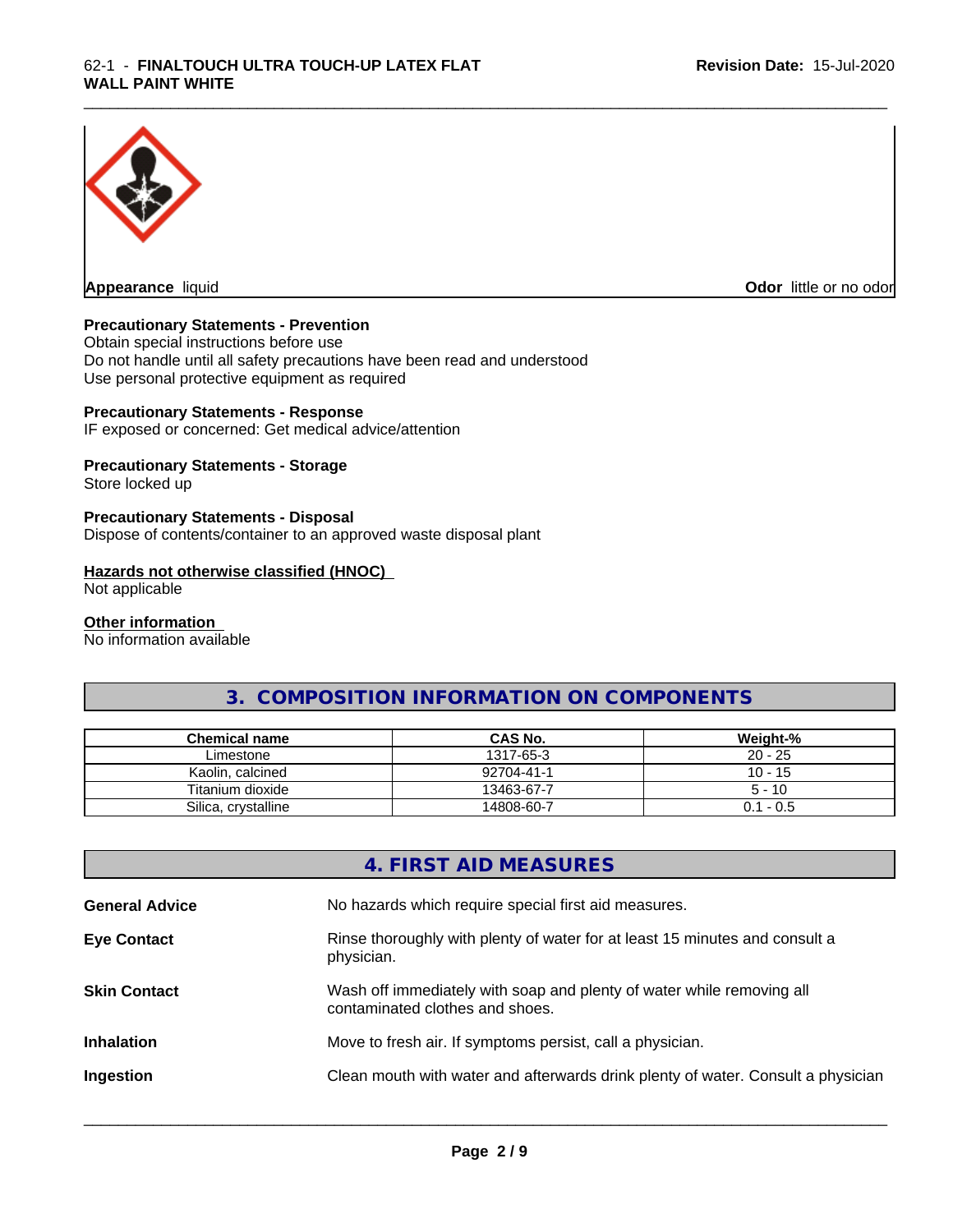**Appearance** liquid **Odor** little or no odor

**Precautionary Statements - Prevention**

Obtain special instructions before use
Do not handle until all safety precautions have been read and understood
Use personal protective equipment as required

**Precautionary Statements - Response**

IF exposed or concerned: Get medical advice/attention

**Precautionary Statements - Storage**

Store locked up

**Precautionary Statements - Disposal**

Dispose of contents/container to an approved waste disposal plant

**Hazards not otherwise classified (HNOC)**

Not applicable

**Other information**

No information available

## 3. COMPOSITION INFORMATION ON COMPONENTS

| Chemical name | CAS No. | Weight-% |
|---|---|---|
| Limestone | 1317-65-3 | 20 - 25 |
| Kaolin, calcined | 92704-41-1 | 10 - 15 |
| Titanium dioxide | 13463-67-7 | 5 - 10 |
| Silica, crystalline | 14808-60-7 | 0.1 - 0.5 |

## 4. FIRST AID MEASURES

**General Advice** No hazards which require special first aid measures.

**Eye Contact** Rinse thoroughly with plenty of water for at least 15 minutes and consult a physician.

**Skin Contact** Wash off immediately with soap and plenty of water while removing all contaminated clothes and shoes.

**Inhalation** Move to fresh air. If symptoms persist, call a physician.

**Ingestion** Clean mouth with water and afterwards drink plenty of water. Consult a physician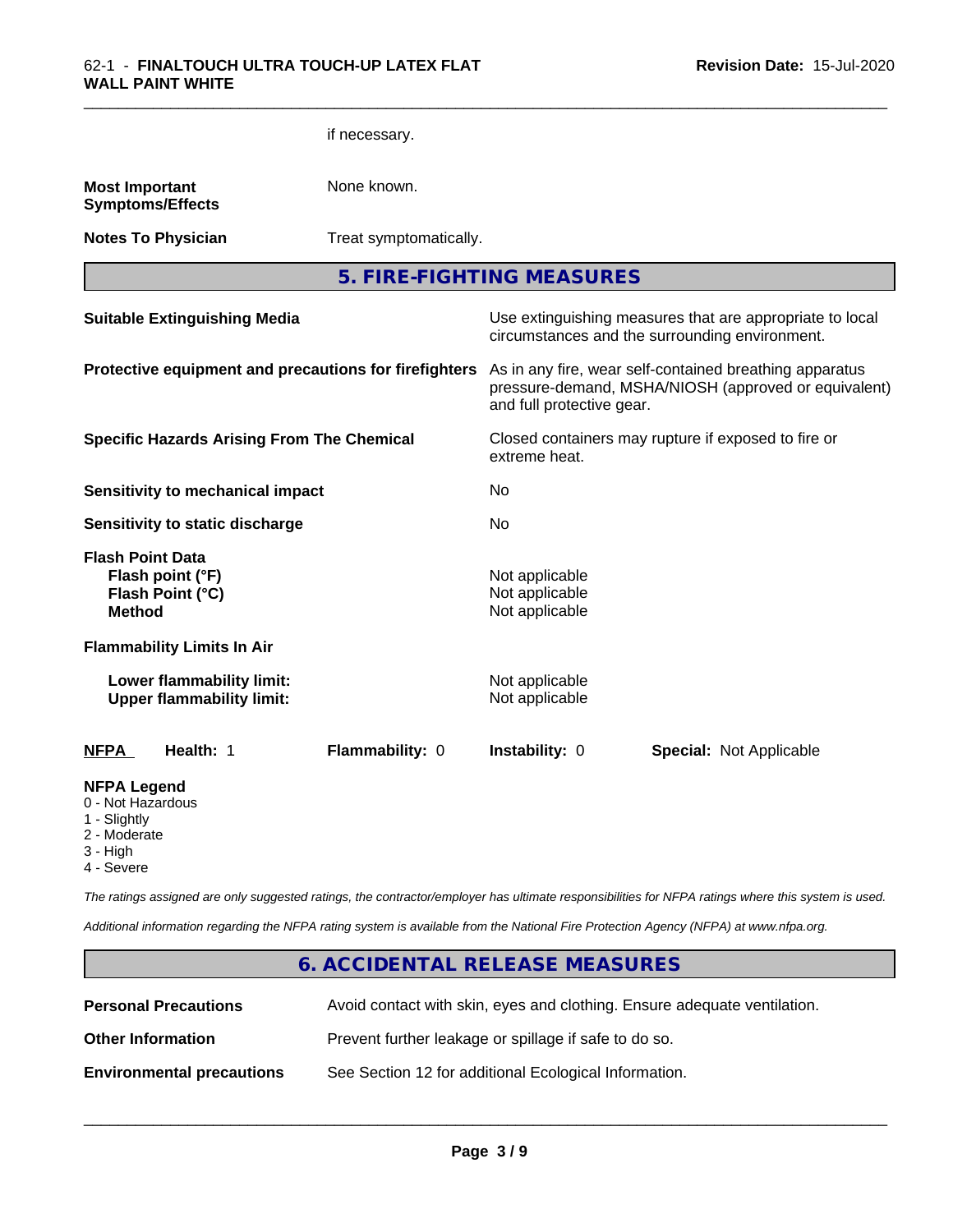if necessary.

| | |
|---|---|
| **Most Important Symptoms/Effects** | None known. |
| **Notes To Physician** | Treat symptomatically. |

## 5. FIRE-FIGHTING MEASURES

| | |
|---|---|
| **Suitable Extinguishing Media** | Use extinguishing measures that are appropriate to local circumstances and the surrounding environment. |
| **Protective equipment and precautions for firefighters** | As in any fire, wear self-contained breathing apparatus pressure-demand, MSHA/NIOSH (approved or equivalent) and full protective gear. |
| **Specific Hazards Arising From The Chemical** | Closed containers may rupture if exposed to fire or extreme heat. |
| **Sensitivity to mechanical impact** | No |
| **Sensitivity to static discharge** | No |
| **Flash Point Data** | |
| **Flash point (°F)** | Not applicable |
| **Flash Point (°C)** | Not applicable |
| **Method** | Not applicable |
| **Flammability Limits In Air** | |
| **Lower flammability limit:** | Not applicable |
| **Upper flammability limit:** | Not applicable |

| **NFPA** | **Health:** 1 | **Flammability:** 0 | **Instability:** 0 | **Special:** Not Applicable |
|---|---|---|---|---|

**NFPA Legend**
- 0 - Not Hazardous
- 1 - Slightly
- 2 - Moderate
- 3 - High
- 4 - Severe

*The ratings assigned are only suggested ratings, the contractor/employer has ultimate responsibilities for NFPA ratings where this system is used.*

*Additional information regarding the NFPA rating system is available from the National Fire Protection Agency (NFPA) at www.nfpa.org.*

## 6. ACCIDENTAL RELEASE MEASURES

| | |
|---|---|
| **Personal Precautions** | Avoid contact with skin, eyes and clothing. Ensure adequate ventilation. |
| **Other Information** | Prevent further leakage or spillage if safe to do so. |
| **Environmental precautions** | See Section 12 for additional Ecological Information. |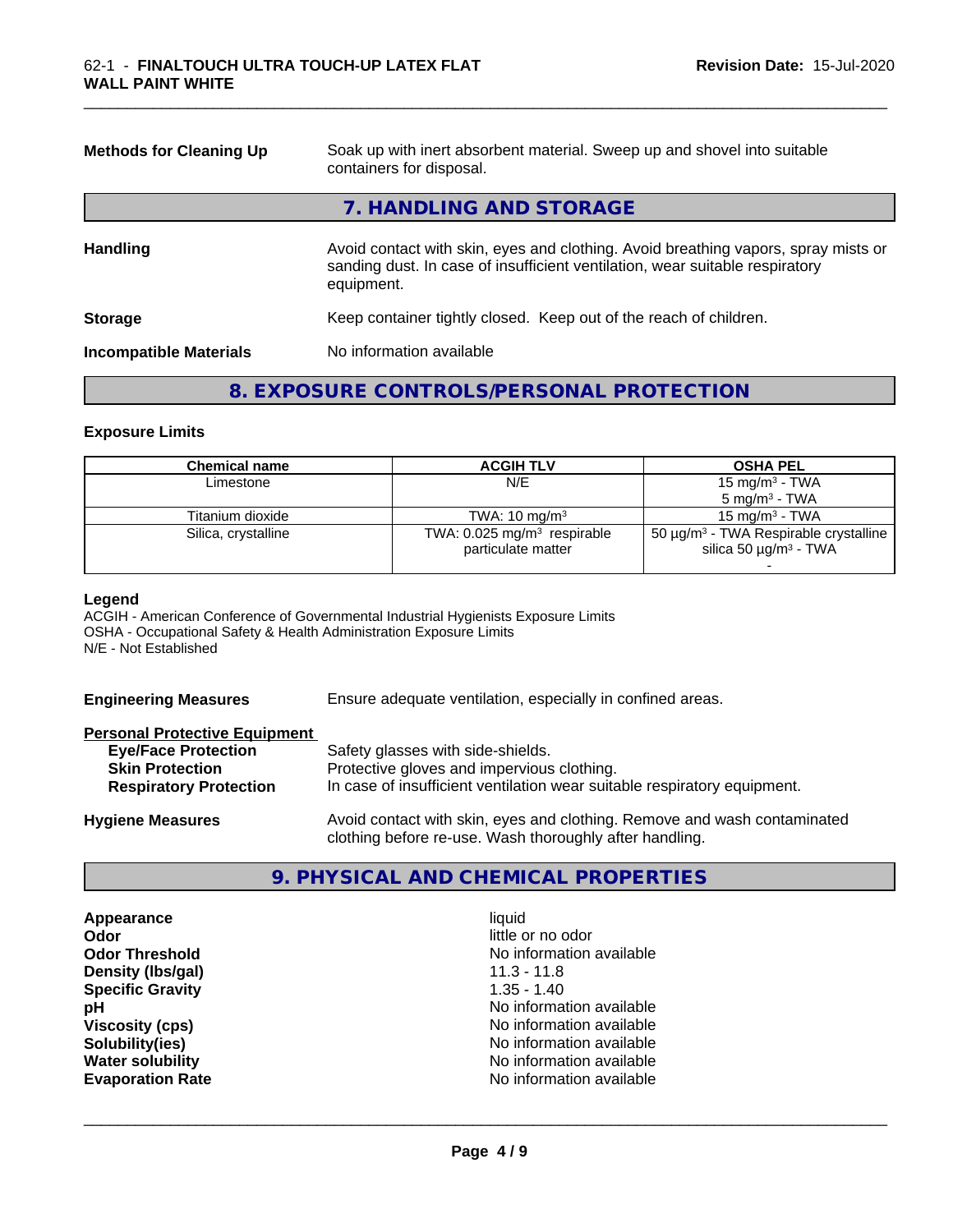**Methods for Cleaning Up** Soak up with inert absorbent material. Sweep up and shovel into suitable containers for disposal.

## 7. HANDLING AND STORAGE

**Handling** Avoid contact with skin, eyes and clothing. Avoid breathing vapors, spray mists or sanding dust. In case of insufficient ventilation, wear suitable respiratory equipment.

**Storage** Keep container tightly closed. Keep out of the reach of children.

**Incompatible Materials** No information available

## 8. EXPOSURE CONTROLS/PERSONAL PROTECTION

### Exposure Limits

| Chemical name | ACGIH TLV | OSHA PEL |
|---|---|---|
| Limestone | N/E | 15 mg/m³ - TWA<br>5 mg/m³ - TWA |
| Titanium dioxide | TWA: 10 mg/m³ | 15 mg/m³ - TWA |
| Silica, crystalline | TWA: 0.025 mg/m³ respirable particulate matter | 50 µg/m³ - TWA Respirable crystalline silica 50 µg/m³ - TWA<br>- |

**Legend**
ACGIH - American Conference of Governmental Industrial Hygienists Exposure Limits
OSHA - Occupational Safety & Health Administration Exposure Limits
N/E - Not Established

**Engineering Measures** Ensure adequate ventilation, especially in confined areas.

**Personal Protective Equipment**
- **Eye/Face Protection** Safety glasses with side-shields.
- **Skin Protection** Protective gloves and impervious clothing.
- **Respiratory Protection** In case of insufficient ventilation wear suitable respiratory equipment.

**Hygiene Measures** Avoid contact with skin, eyes and clothing. Remove and wash contaminated clothing before re-use. Wash thoroughly after handling.

## 9. PHYSICAL AND CHEMICAL PROPERTIES

| | |
|---|---|
| **Appearance** | liquid |
| **Odor** | little or no odor |
| **Odor Threshold** | No information available |
| **Density (lbs/gal)** | 11.3 - 11.8 |
| **Specific Gravity** | 1.35 - 1.40 |
| **pH** | No information available |
| **Viscosity (cps)** | No information available |
| **Solubility(ies)** | No information available |
| **Water solubility** | No information available |
| **Evaporation Rate** | No information available |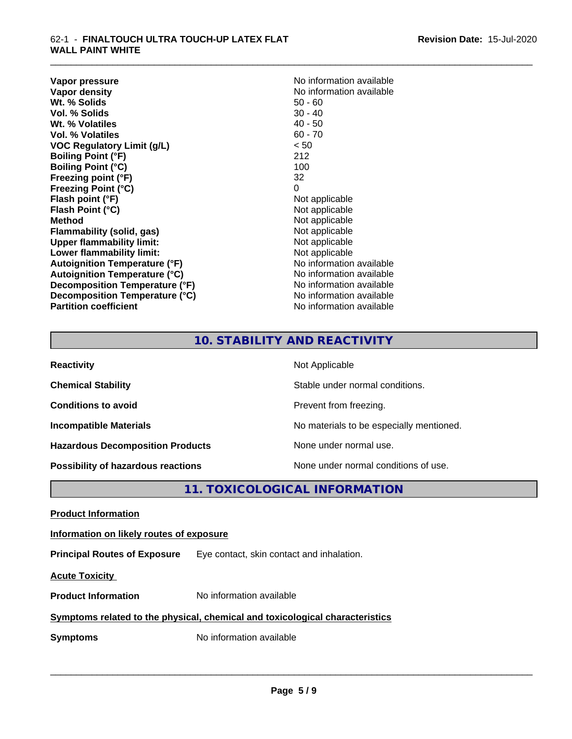| | |
|---|---|
| **Vapor pressure** | No information available |
| **Vapor density** | No information available |
| **Wt. % Solids** | 50 - 60 |
| **Vol. % Solids** | 30 - 40 |
| **Wt. % Volatiles** | 40 - 50 |
| **Vol. % Volatiles** | 60 - 70 |
| **VOC Regulatory Limit (g/L)** | < 50 |
| **Boiling Point (°F)** | 212 |
| **Boiling Point (°C)** | 100 |
| **Freezing point (°F)** | 32 |
| **Freezing Point (°C)** | 0 |
| **Flash point (°F)** | Not applicable |
| **Flash Point (°C)** | Not applicable |
| **Method** | Not applicable |
| **Flammability (solid, gas)** | Not applicable |
| **Upper flammability limit:** | Not applicable |
| **Lower flammability limit:** | Not applicable |
| **Autoignition Temperature (°F)** | No information available |
| **Autoignition Temperature (°C)** | No information available |
| **Decomposition Temperature (°F)** | No information available |
| **Decomposition Temperature (°C)** | No information available |
| **Partition coefficient** | No information available |

## 10. STABILITY AND REACTIVITY

| | |
|---|---|
| **Reactivity** | Not Applicable |
| **Chemical Stability** | Stable under normal conditions. |
| **Conditions to avoid** | Prevent from freezing. |
| **Incompatible Materials** | No materials to be especially mentioned. |
| **Hazardous Decomposition Products** | None under normal use. |
| **Possibility of hazardous reactions** | None under normal conditions of use. |

## 11. TOXICOLOGICAL INFORMATION

**Product Information**

**Information on likely routes of exposure**

**Principal Routes of Exposure** Eye contact, skin contact and inhalation.

**Acute Toxicity**

**Product Information** No information available

**Symptoms related to the physical, chemical and toxicological characteristics**

**Symptoms** No information available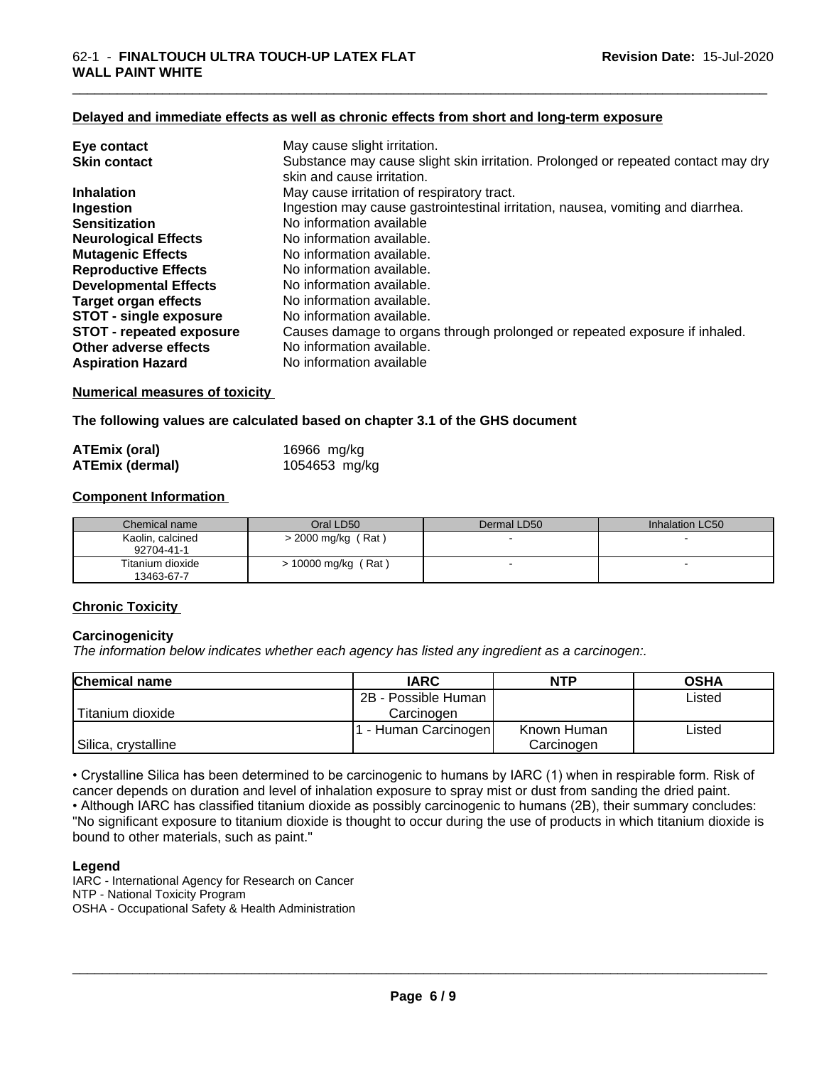**Delayed and immediate effects as well as chronic effects from short and long-term exposure**

| | |
|---|---|
| **Eye contact** | May cause slight irritation. |
| **Skin contact** | Substance may cause slight skin irritation. Prolonged or repeated contact may dry skin and cause irritation. |
| **Inhalation** | May cause irritation of respiratory tract. |
| **Ingestion** | Ingestion may cause gastrointestinal irritation, nausea, vomiting and diarrhea. |
| **Sensitization** | No information available |
| **Neurological Effects** | No information available. |
| **Mutagenic Effects** | No information available. |
| **Reproductive Effects** | No information available. |
| **Developmental Effects** | No information available. |
| **Target organ effects** | No information available. |
| **STOT - single exposure** | No information available. |
| **STOT - repeated exposure** | Causes damage to organs through prolonged or repeated exposure if inhaled. |
| **Other adverse effects** | No information available. |
| **Aspiration Hazard** | No information available |

**Numerical measures of toxicity**

**The following values are calculated based on chapter 3.1 of the GHS document**

| | |
|---|---|
| **ATEmix (oral)** | 16966 mg/kg |
| **ATEmix (dermal)** | 1054653 mg/kg |

**Component Information**

| Chemical name | Oral LD50 | Dermal LD50 | Inhalation LC50 |
|---|---|---|---|
| Kaolin, calcined 92704-41-1 | > 2000 mg/kg ( Rat ) | - | - |
| Titanium dioxide 13463-67-7 | > 10000 mg/kg ( Rat ) | - | - |

**Chronic Toxicity**

**Carcinogenicity**

*The information below indicates whether each agency has listed any ingredient as a carcinogen:.*

| Chemical name | IARC | NTP | OSHA |
|---|---|---|---|
| Titanium dioxide | 2B - Possible Human Carcinogen | | Listed |
| Silica, crystalline | 1 - Human Carcinogen | Known Human Carcinogen | Listed |

• Crystalline Silica has been determined to be carcinogenic to humans by IARC (1) when in respirable form. Risk of cancer depends on duration and level of inhalation exposure to spray mist or dust from sanding the dried paint.
• Although IARC has classified titanium dioxide as possibly carcinogenic to humans (2B), their summary concludes: "No significant exposure to titanium dioxide is thought to occur during the use of products in which titanium dioxide is bound to other materials, such as paint."

**Legend**

IARC - International Agency for Research on Cancer
NTP - National Toxicity Program
OSHA - Occupational Safety & Health Administration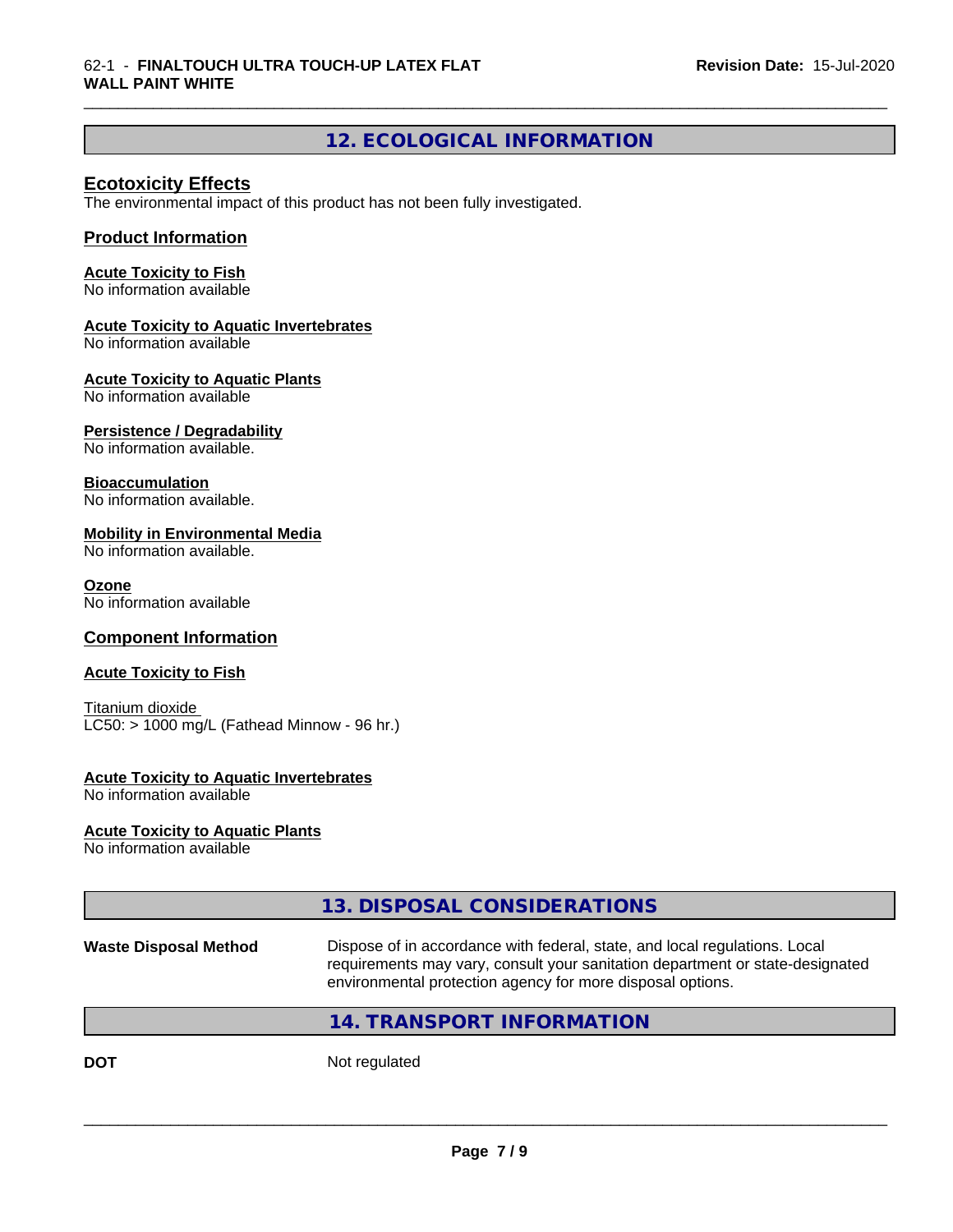## 12. ECOLOGICAL INFORMATION

### Ecotoxicity Effects

The environmental impact of this product has not been fully investigated.

### Product Information

**Acute Toxicity to Fish**
No information available

**Acute Toxicity to Aquatic Invertebrates**
No information available

**Acute Toxicity to Aquatic Plants**
No information available

**Persistence / Degradability**
No information available.

**Bioaccumulation**
No information available.

**Mobility in Environmental Media**
No information available.

**Ozone**
No information available

### Component Information

**Acute Toxicity to Fish**

Titanium dioxide
LC50: > 1000 mg/L (Fathead Minnow - 96 hr.)

**Acute Toxicity to Aquatic Invertebrates**
No information available

**Acute Toxicity to Aquatic Plants**
No information available

## 13. DISPOSAL CONSIDERATIONS

**Waste Disposal Method** Dispose of in accordance with federal, state, and local regulations. Local requirements may vary, consult your sanitation department or state-designated environmental protection agency for more disposal options.

## 14. TRANSPORT INFORMATION

**DOT** Not regulated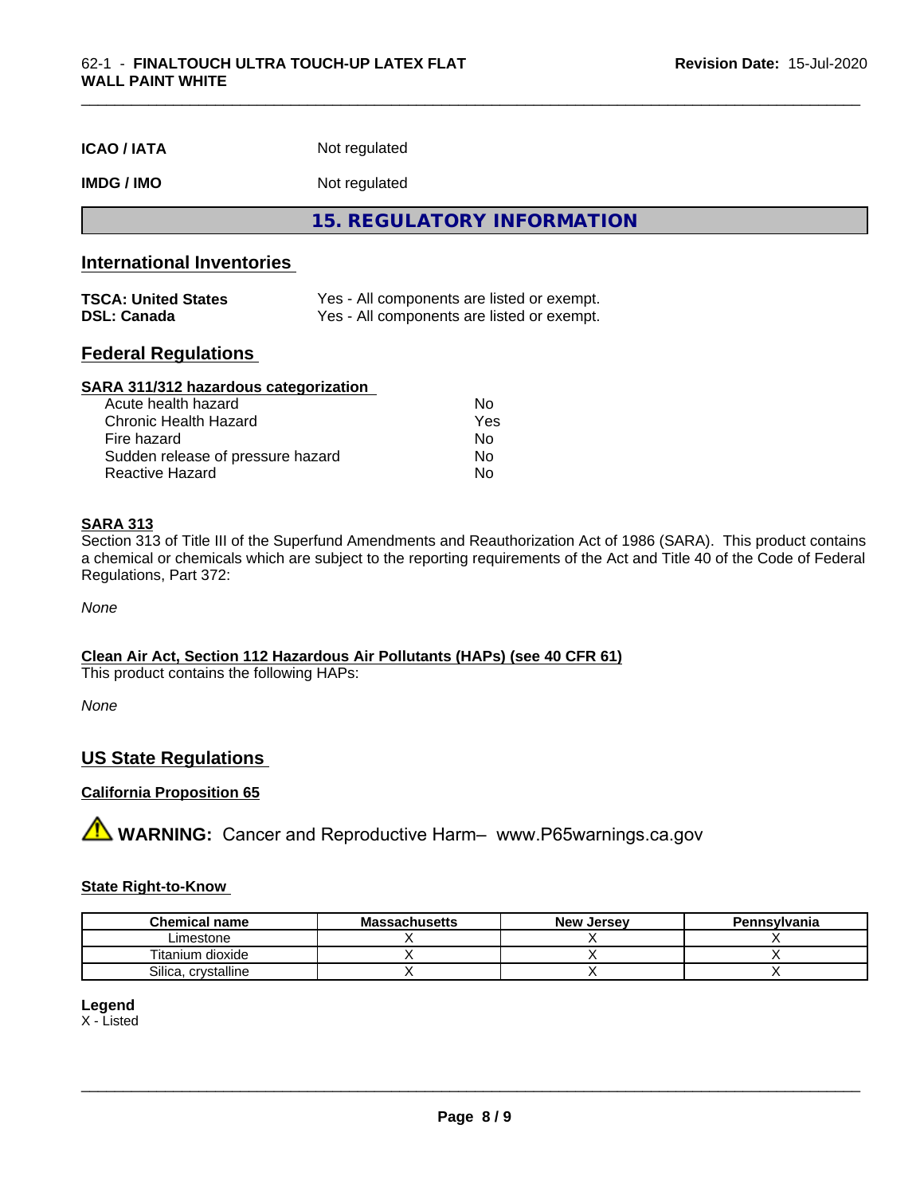| | |
|---|---|
| **ICAO / IATA** | Not regulated |
| **IMDG / IMO** | Not regulated |

## 15. REGULATORY INFORMATION

### International Inventories

| | |
|---|---|
| **TSCA: United States** | Yes - All components are listed or exempt. |
| **DSL: Canada** | Yes - All components are listed or exempt. |

### Federal Regulations

**SARA 311/312 hazardous categorization**

| | |
|---|---|
| Acute health hazard | No |
| Chronic Health Hazard | Yes |
| Fire hazard | No |
| Sudden release of pressure hazard | No |
| Reactive Hazard | No |

**SARA 313**

Section 313 of Title III of the Superfund Amendments and Reauthorization Act of 1986 (SARA). This product contains a chemical or chemicals which are subject to the reporting requirements of the Act and Title 40 of the Code of Federal Regulations, Part 372:

*None*

**Clean Air Act, Section 112 Hazardous Air Pollutants (HAPs) (see 40 CFR 61)**

This product contains the following HAPs:

*None*

### US State Regulations

**California Proposition 65**

⚠ **WARNING:** Cancer and Reproductive Harm– www.P65warnings.ca.gov

**State Right-to-Know**

| Chemical name | Massachusetts | New Jersey | Pennsylvania |
|---|---|---|---|
| Limestone | X | X | X |
| Titanium dioxide | X | X | X |
| Silica, crystalline | X | X | X |

**Legend**

X - Listed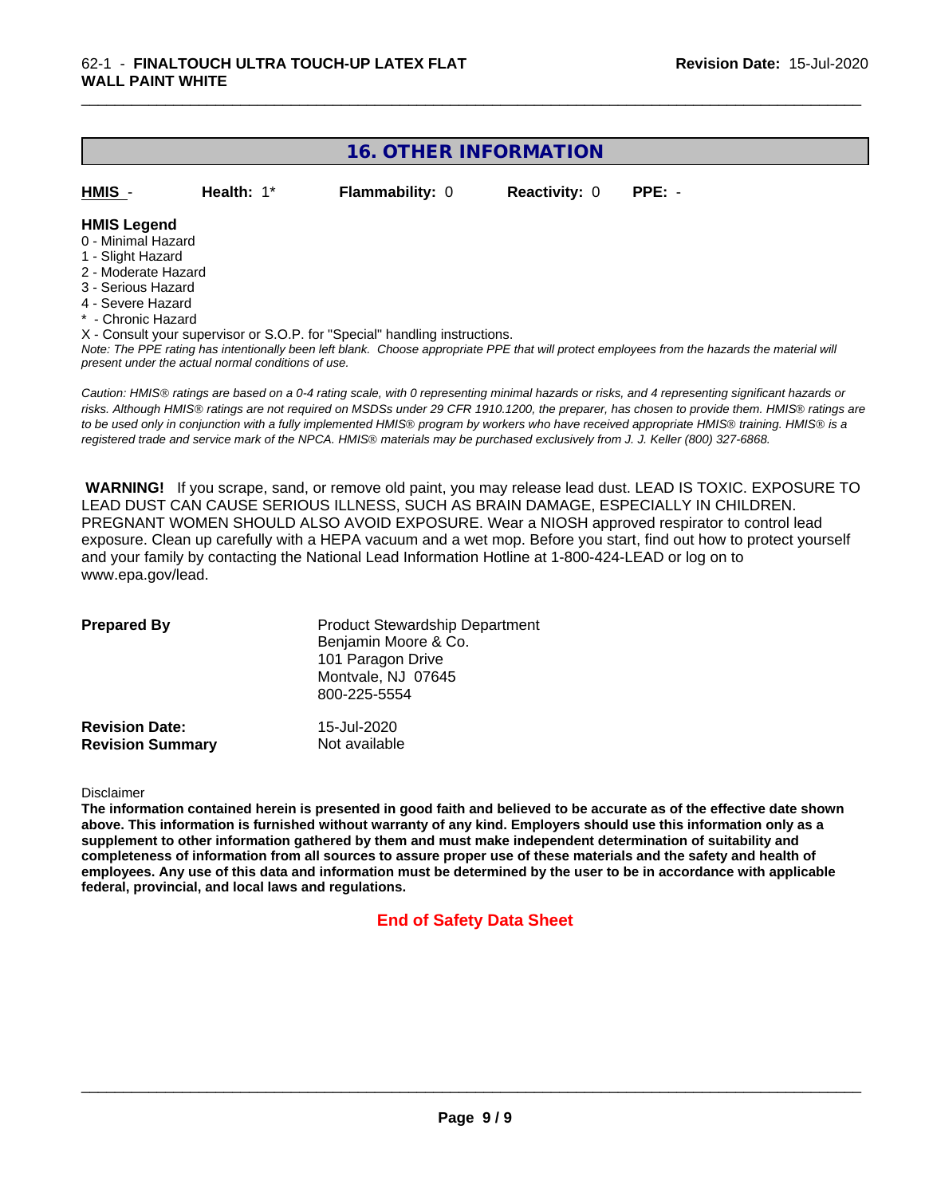## 16. OTHER INFORMATION

| HMIS - | Health: 1* | Flammability: 0 | Reactivity: 0 | PPE: - |
|---|---|---|---|---|

**HMIS Legend**
0 - Minimal Hazard
1 - Slight Hazard
2 - Moderate Hazard
3 - Serious Hazard
4 - Severe Hazard
* - Chronic Hazard
X - Consult your supervisor or S.O.P. for "Special" handling instructions.

*Note: The PPE rating has intentionally been left blank. Choose appropriate PPE that will protect employees from the hazards the material will present under the actual normal conditions of use.*

*Caution: HMIS® ratings are based on a 0-4 rating scale, with 0 representing minimal hazards or risks, and 4 representing significant hazards or risks. Although HMIS® ratings are not required on MSDSs under 29 CFR 1910.1200, the preparer, has chosen to provide them. HMIS® ratings are to be used only in conjunction with a fully implemented HMIS® program by workers who have received appropriate HMIS® training. HMIS® is a registered trade and service mark of the NPCA. HMIS® materials may be purchased exclusively from J. J. Keller (800) 327-6868.*

**WARNING!** If you scrape, sand, or remove old paint, you may release lead dust. LEAD IS TOXIC. EXPOSURE TO LEAD DUST CAN CAUSE SERIOUS ILLNESS, SUCH AS BRAIN DAMAGE, ESPECIALLY IN CHILDREN. PREGNANT WOMEN SHOULD ALSO AVOID EXPOSURE. Wear a NIOSH approved respirator to control lead exposure. Clean up carefully with a HEPA vacuum and a wet mop. Before you start, find out how to protect yourself and your family by contacting the National Lead Information Hotline at 1-800-424-LEAD or log on to www.epa.gov/lead.

**Prepared By**
Product Stewardship Department
Benjamin Moore & Co.
101 Paragon Drive
Montvale, NJ 07645
800-225-5554

**Revision Date:** 15-Jul-2020
**Revision Summary** Not available

Disclaimer

**The information contained herein is presented in good faith and believed to be accurate as of the effective date shown above. This information is furnished without warranty of any kind. Employers should use this information only as a supplement to other information gathered by them and must make independent determination of suitability and completeness of information from all sources to assure proper use of these materials and the safety and health of employees. Any use of this data and information must be determined by the user to be in accordance with applicable federal, provincial, and local laws and regulations.**

**End of Safety Data Sheet**